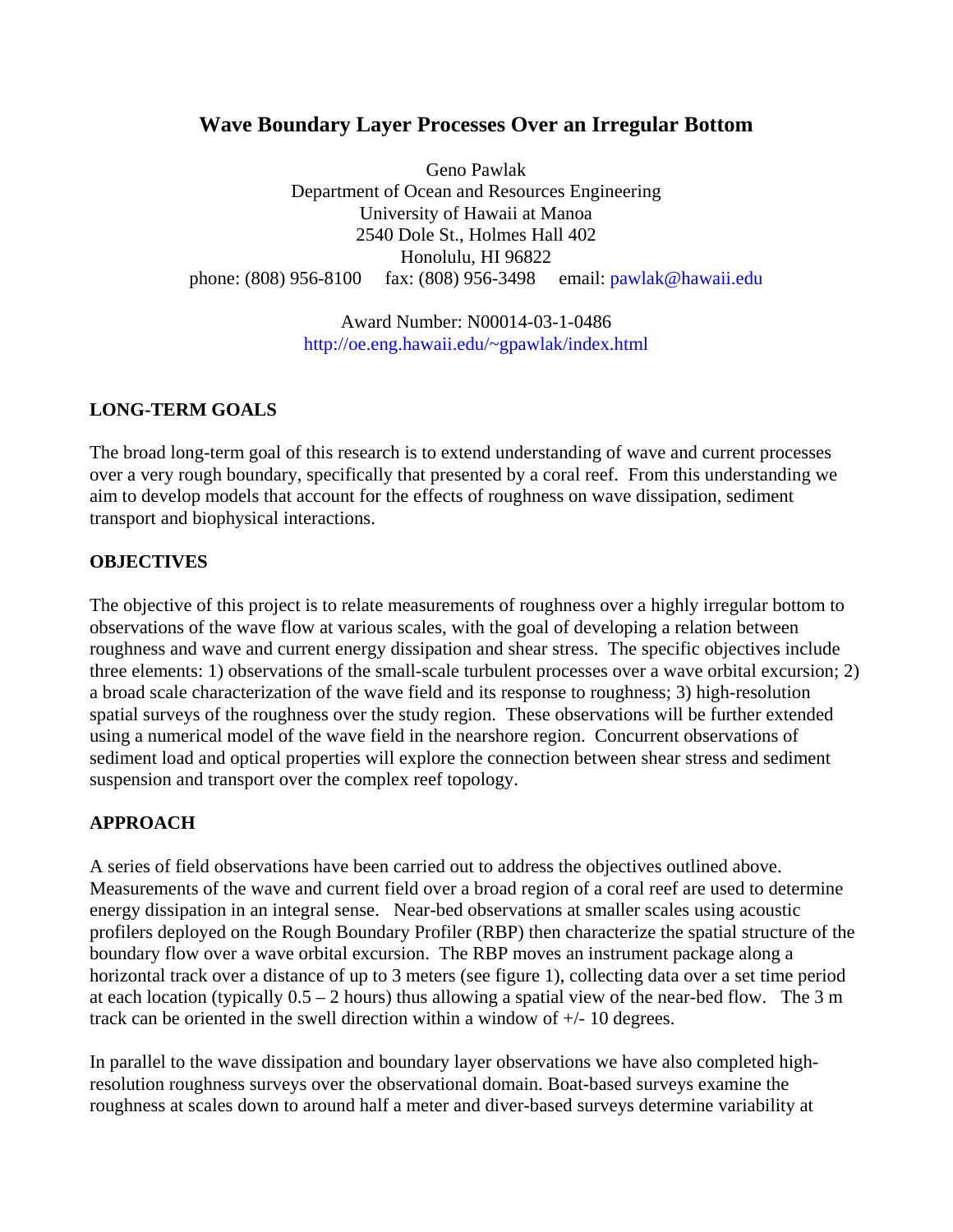# Wave Boundary Layer Processes Over an Irregular Bottom

Geno Pawlak
Department of Ocean and Resources Engineering
University of Hawaii at Manoa
2540 Dole St., Holmes Hall 402
Honolulu, HI 96822
phone: (808) 956-8100  fax: (808) 956-3498  email: pawlak@hawaii.edu

Award Number: N00014-03-1-0486
http://oe.eng.hawaii.edu/~gpawlak/index.html

## LONG-TERM GOALS

The broad long-term goal of this research is to extend understanding of wave and current processes over a very rough boundary, specifically that presented by a coral reef. From this understanding we aim to develop models that account for the effects of roughness on wave dissipation, sediment transport and biophysical interactions.

## OBJECTIVES

The objective of this project is to relate measurements of roughness over a highly irregular bottom to observations of the wave flow at various scales, with the goal of developing a relation between roughness and wave and current energy dissipation and shear stress. The specific objectives include three elements: 1) observations of the small-scale turbulent processes over a wave orbital excursion; 2) a broad scale characterization of the wave field and its response to roughness; 3) high-resolution spatial surveys of the roughness over the study region. These observations will be further extended using a numerical model of the wave field in the nearshore region. Concurrent observations of sediment load and optical properties will explore the connection between shear stress and sediment suspension and transport over the complex reef topology.

## APPROACH

A series of field observations have been carried out to address the objectives outlined above. Measurements of the wave and current field over a broad region of a coral reef are used to determine energy dissipation in an integral sense. Near-bed observations at smaller scales using acoustic profilers deployed on the Rough Boundary Profiler (RBP) then characterize the spatial structure of the boundary flow over a wave orbital excursion. The RBP moves an instrument package along a horizontal track over a distance of up to 3 meters (see figure 1), collecting data over a set time period at each location (typically 0.5 – 2 hours) thus allowing a spatial view of the near-bed flow. The 3 m track can be oriented in the swell direction within a window of +/- 10 degrees.

In parallel to the wave dissipation and boundary layer observations we have also completed high-resolution roughness surveys over the observational domain. Boat-based surveys examine the roughness at scales down to around half a meter and diver-based surveys determine variability at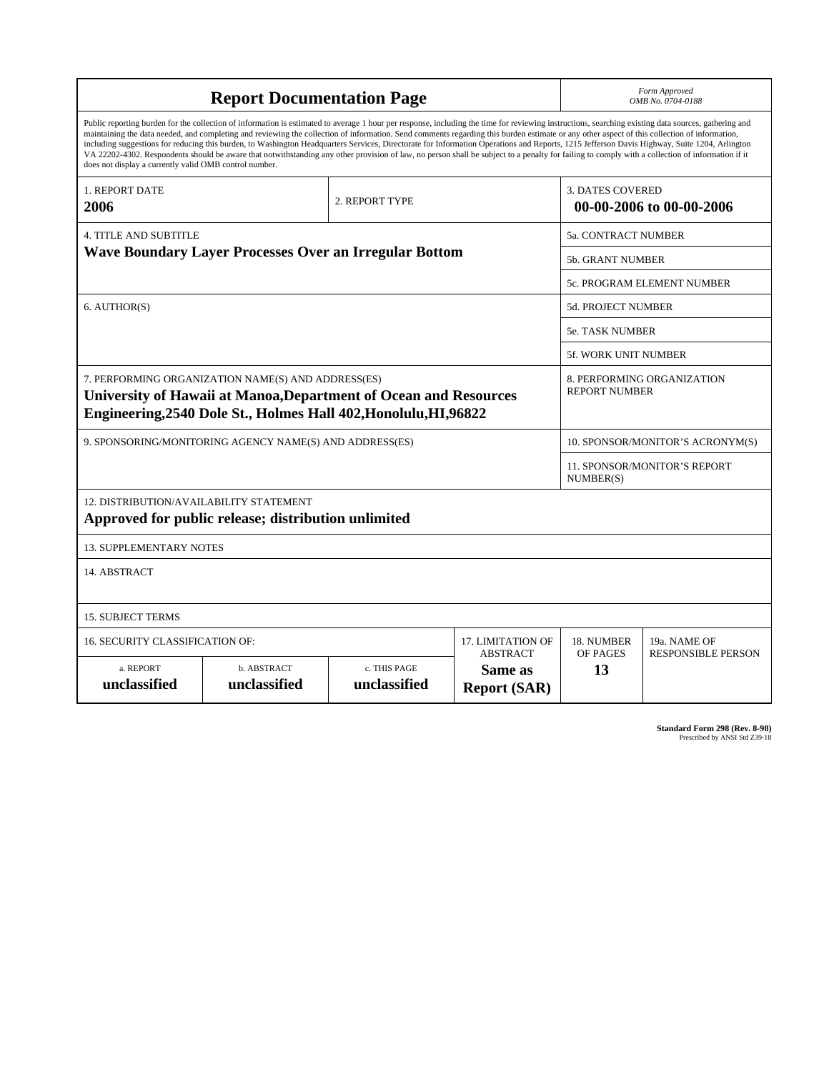# Report Documentation Page

*Form Approved*
*OMB No. 0704-0188*

Public reporting burden for the collection of information is estimated to average 1 hour per response, including the time for reviewing instructions, searching existing data sources, gathering and maintaining the data needed, and completing and reviewing the collection of information. Send comments regarding this burden estimate or any other aspect of this collection of information, including suggestions for reducing this burden, to Washington Headquarters Services, Directorate for Information Operations and Reports, 1215 Jefferson Davis Highway, Suite 1204, Arlington VA 22202-4302. Respondents should be aware that notwithstanding any other provision of law, no person shall be subject to a penalty for failing to comply with a collection of information if it does not display a currently valid OMB control number.

| 1. REPORT DATE | 2. REPORT TYPE | 3. DATES COVERED |
|---|---|---|
| **2006** | | **00-00-2006 to 00-00-2006** |

| 4. TITLE AND SUBTITLE | |
|---|---|
| **Wave Boundary Layer Processes Over an Irregular Bottom** | 5a. CONTRACT NUMBER |
| | 5b. GRANT NUMBER |
| | 5c. PROGRAM ELEMENT NUMBER |
| 6. AUTHOR(S) | 5d. PROJECT NUMBER |
| | 5e. TASK NUMBER |
| | 5f. WORK UNIT NUMBER |
| 7. PERFORMING ORGANIZATION NAME(S) AND ADDRESS(ES) **University of Hawaii at Manoa,Department of Ocean and Resources Engineering,2540 Dole St., Holmes Hall 402,Honolulu,HI,96822** | 8. PERFORMING ORGANIZATION REPORT NUMBER |
| 9. SPONSORING/MONITORING AGENCY NAME(S) AND ADDRESS(ES) | 10. SPONSOR/MONITOR'S ACRONYM(S) |
| | 11. SPONSOR/MONITOR'S REPORT NUMBER(S) |

12. DISTRIBUTION/AVAILABILITY STATEMENT
**Approved for public release; distribution unlimited**

13. SUPPLEMENTARY NOTES

14. ABSTRACT

15. SUBJECT TERMS

| 16. SECURITY CLASSIFICATION OF: | | | 17. LIMITATION OF ABSTRACT | 18. NUMBER OF PAGES | 19a. NAME OF RESPONSIBLE PERSON |
|---|---|---|---|---|---|
| a. REPORT | b. ABSTRACT | c. THIS PAGE | | | |
| **unclassified** | **unclassified** | **unclassified** | **Same as Report (SAR)** | **13** | |

**Standard Form 298 (Rev. 8-98)**
Prescribed by ANSI Std Z39-18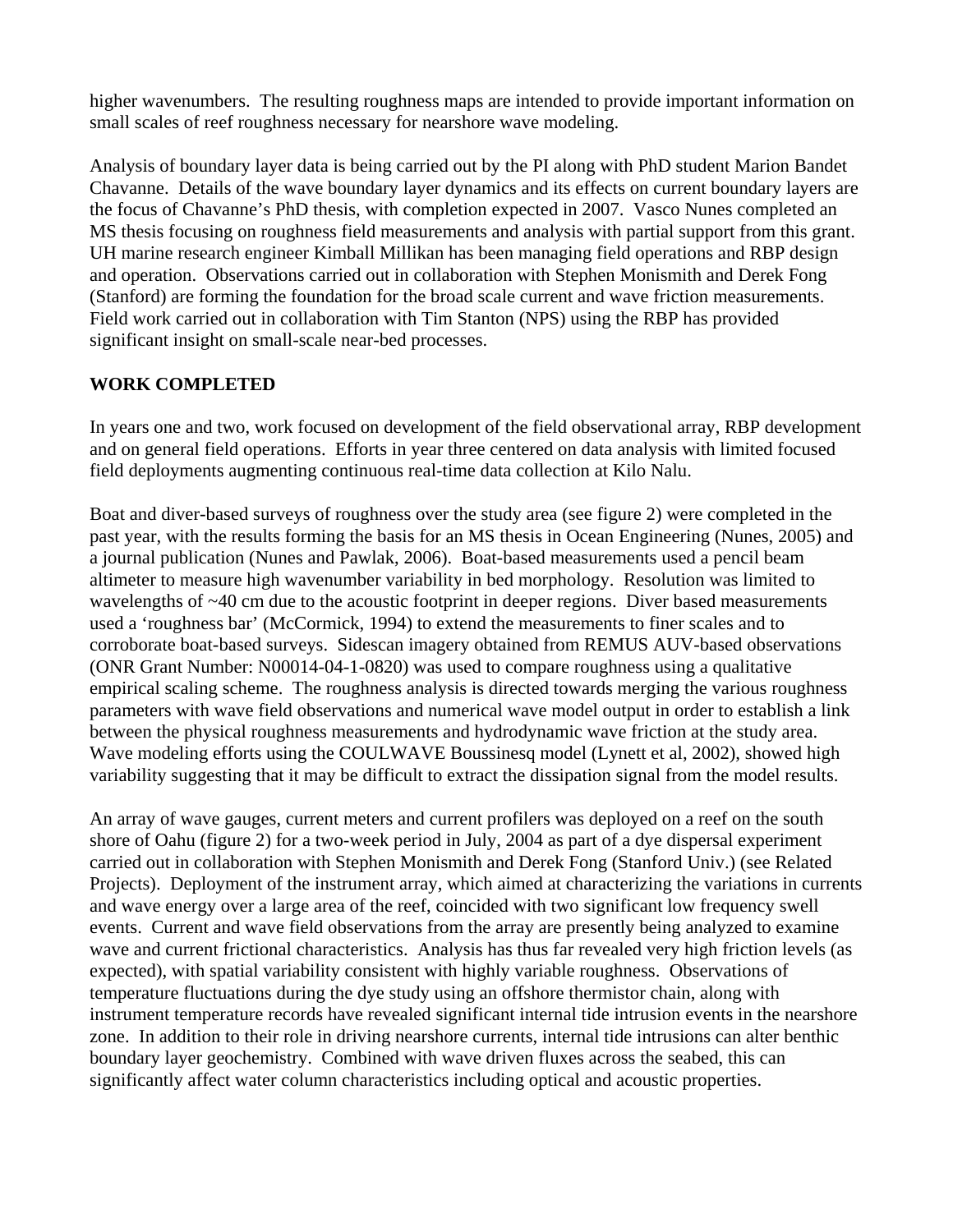higher wavenumbers. The resulting roughness maps are intended to provide important information on small scales of reef roughness necessary for nearshore wave modeling.

Analysis of boundary layer data is being carried out by the PI along with PhD student Marion Bandet Chavanne. Details of the wave boundary layer dynamics and its effects on current boundary layers are the focus of Chavanne's PhD thesis, with completion expected in 2007. Vasco Nunes completed an MS thesis focusing on roughness field measurements and analysis with partial support from this grant. UH marine research engineer Kimball Millikan has been managing field operations and RBP design and operation. Observations carried out in collaboration with Stephen Monismith and Derek Fong (Stanford) are forming the foundation for the broad scale current and wave friction measurements. Field work carried out in collaboration with Tim Stanton (NPS) using the RBP has provided significant insight on small-scale near-bed processes.

## WORK COMPLETED

In years one and two, work focused on development of the field observational array, RBP development and on general field operations. Efforts in year three centered on data analysis with limited focused field deployments augmenting continuous real-time data collection at Kilo Nalu.

Boat and diver-based surveys of roughness over the study area (see figure 2) were completed in the past year, with the results forming the basis for an MS thesis in Ocean Engineering (Nunes, 2005) and a journal publication (Nunes and Pawlak, 2006). Boat-based measurements used a pencil beam altimeter to measure high wavenumber variability in bed morphology. Resolution was limited to wavelengths of ~40 cm due to the acoustic footprint in deeper regions. Diver based measurements used a 'roughness bar' (McCormick, 1994) to extend the measurements to finer scales and to corroborate boat-based surveys. Sidescan imagery obtained from REMUS AUV-based observations (ONR Grant Number: N00014-04-1-0820) was used to compare roughness using a qualitative empirical scaling scheme. The roughness analysis is directed towards merging the various roughness parameters with wave field observations and numerical wave model output in order to establish a link between the physical roughness measurements and hydrodynamic wave friction at the study area. Wave modeling efforts using the COULWAVE Boussinesq model (Lynett et al, 2002), showed high variability suggesting that it may be difficult to extract the dissipation signal from the model results.

An array of wave gauges, current meters and current profilers was deployed on a reef on the south shore of Oahu (figure 2) for a two-week period in July, 2004 as part of a dye dispersal experiment carried out in collaboration with Stephen Monismith and Derek Fong (Stanford Univ.) (see Related Projects). Deployment of the instrument array, which aimed at characterizing the variations in currents and wave energy over a large area of the reef, coincided with two significant low frequency swell events. Current and wave field observations from the array are presently being analyzed to examine wave and current frictional characteristics. Analysis has thus far revealed very high friction levels (as expected), with spatial variability consistent with highly variable roughness. Observations of temperature fluctuations during the dye study using an offshore thermistor chain, along with instrument temperature records have revealed significant internal tide intrusion events in the nearshore zone. In addition to their role in driving nearshore currents, internal tide intrusions can alter benthic boundary layer geochemistry. Combined with wave driven fluxes across the seabed, this can significantly affect water column characteristics including optical and acoustic properties.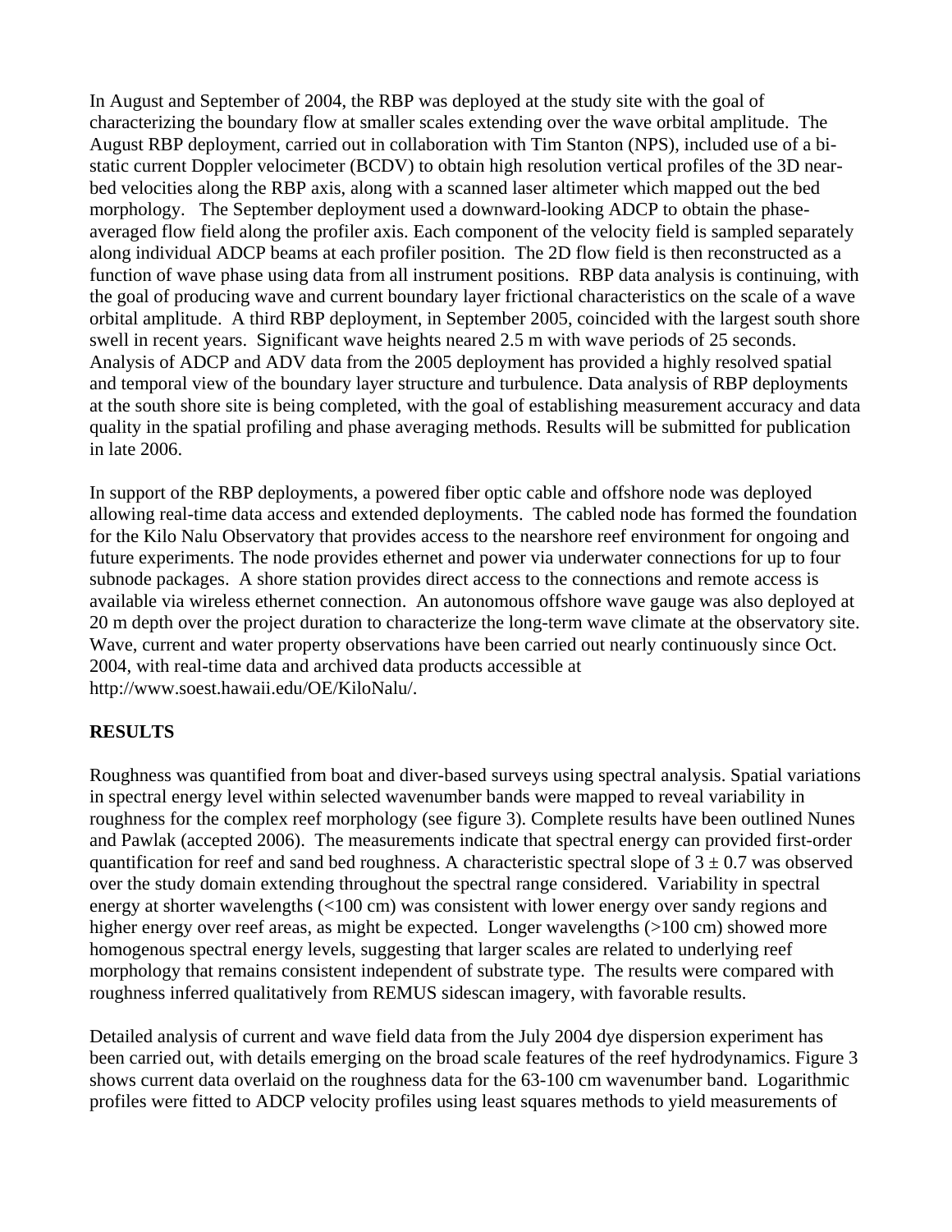In August and September of 2004, the RBP was deployed at the study site with the goal of characterizing the boundary flow at smaller scales extending over the wave orbital amplitude. The August RBP deployment, carried out in collaboration with Tim Stanton (NPS), included use of a bi-static current Doppler velocimeter (BCDV) to obtain high resolution vertical profiles of the 3D near-bed velocities along the RBP axis, along with a scanned laser altimeter which mapped out the bed morphology. The September deployment used a downward-looking ADCP to obtain the phase-averaged flow field along the profiler axis. Each component of the velocity field is sampled separately along individual ADCP beams at each profiler position. The 2D flow field is then reconstructed as a function of wave phase using data from all instrument positions. RBP data analysis is continuing, with the goal of producing wave and current boundary layer frictional characteristics on the scale of a wave orbital amplitude. A third RBP deployment, in September 2005, coincided with the largest south shore swell in recent years. Significant wave heights neared 2.5 m with wave periods of 25 seconds. Analysis of ADCP and ADV data from the 2005 deployment has provided a highly resolved spatial and temporal view of the boundary layer structure and turbulence. Data analysis of RBP deployments at the south shore site is being completed, with the goal of establishing measurement accuracy and data quality in the spatial profiling and phase averaging methods. Results will be submitted for publication in late 2006.

In support of the RBP deployments, a powered fiber optic cable and offshore node was deployed allowing real-time data access and extended deployments. The cabled node has formed the foundation for the Kilo Nalu Observatory that provides access to the nearshore reef environment for ongoing and future experiments. The node provides ethernet and power via underwater connections for up to four subnode packages. A shore station provides direct access to the connections and remote access is available via wireless ethernet connection. An autonomous offshore wave gauge was also deployed at 20 m depth over the project duration to characterize the long-term wave climate at the observatory site. Wave, current and water property observations have been carried out nearly continuously since Oct. 2004, with real-time data and archived data products accessible at http://www.soest.hawaii.edu/OE/KiloNalu/.

## RESULTS

Roughness was quantified from boat and diver-based surveys using spectral analysis. Spatial variations in spectral energy level within selected wavenumber bands were mapped to reveal variability in roughness for the complex reef morphology (see figure 3). Complete results have been outlined Nunes and Pawlak (accepted 2006). The measurements indicate that spectral energy can provided first-order quantification for reef and sand bed roughness. A characteristic spectral slope of $3 \pm 0.7$ was observed over the study domain extending throughout the spectral range considered. Variability in spectral energy at shorter wavelengths (<100 cm) was consistent with lower energy over sandy regions and higher energy over reef areas, as might be expected. Longer wavelengths (>100 cm) showed more homogenous spectral energy levels, suggesting that larger scales are related to underlying reef morphology that remains consistent independent of substrate type. The results were compared with roughness inferred qualitatively from REMUS sidescan imagery, with favorable results.

Detailed analysis of current and wave field data from the July 2004 dye dispersion experiment has been carried out, with details emerging on the broad scale features of the reef hydrodynamics. Figure 3 shows current data overlaid on the roughness data for the 63-100 cm wavenumber band. Logarithmic profiles were fitted to ADCP velocity profiles using least squares methods to yield measurements of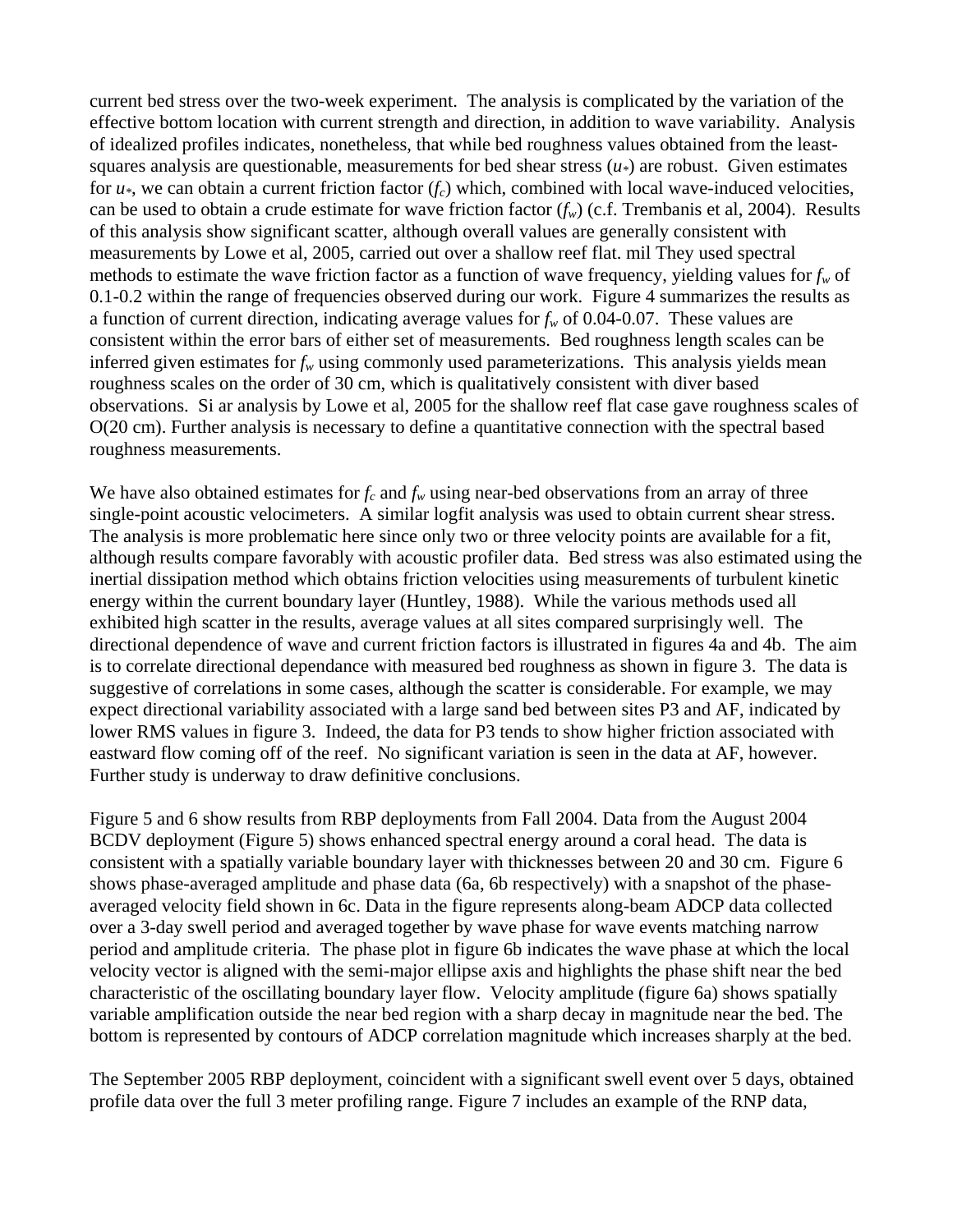current bed stress over the two-week experiment. The analysis is complicated by the variation of the effective bottom location with current strength and direction, in addition to wave variability. Analysis of idealized profiles indicates, nonetheless, that while bed roughness values obtained from the least-squares analysis are questionable, measurements for bed shear stress ($u_*$) are robust. Given estimates for $u_*$, we can obtain a current friction factor ($f_c$) which, combined with local wave-induced velocities, can be used to obtain a crude estimate for wave friction factor ($f_w$) (c.f. Trembanis et al, 2004). Results of this analysis show significant scatter, although overall values are generally consistent with measurements by Lowe et al, 2005, carried out over a shallow reef flat. mil They used spectral methods to estimate the wave friction factor as a function of wave frequency, yielding values for $f_w$ of 0.1-0.2 within the range of frequencies observed during our work. Figure 4 summarizes the results as a function of current direction, indicating average values for $f_w$ of 0.04-0.07. These values are consistent within the error bars of either set of measurements. Bed roughness length scales can be inferred given estimates for $f_w$ using commonly used parameterizations. This analysis yields mean roughness scales on the order of 30 cm, which is qualitatively consistent with diver based observations. Si ar analysis by Lowe et al, 2005 for the shallow reef flat case gave roughness scales of O(20 cm). Further analysis is necessary to define a quantitative connection with the spectral based roughness measurements.

We have also obtained estimates for $f_c$ and $f_w$ using near-bed observations from an array of three single-point acoustic velocimeters. A similar logfit analysis was used to obtain current shear stress. The analysis is more problematic here since only two or three velocity points are available for a fit, although results compare favorably with acoustic profiler data. Bed stress was also estimated using the inertial dissipation method which obtains friction velocities using measurements of turbulent kinetic energy within the current boundary layer (Huntley, 1988). While the various methods used all exhibited high scatter in the results, average values at all sites compared surprisingly well. The directional dependence of wave and current friction factors is illustrated in figures 4a and 4b. The aim is to correlate directional dependance with measured bed roughness as shown in figure 3. The data is suggestive of correlations in some cases, although the scatter is considerable. For example, we may expect directional variability associated with a large sand bed between sites P3 and AF, indicated by lower RMS values in figure 3. Indeed, the data for P3 tends to show higher friction associated with eastward flow coming off of the reef. No significant variation is seen in the data at AF, however. Further study is underway to draw definitive conclusions.

Figure 5 and 6 show results from RBP deployments from Fall 2004. Data from the August 2004 BCDV deployment (Figure 5) shows enhanced spectral energy around a coral head. The data is consistent with a spatially variable boundary layer with thicknesses between 20 and 30 cm. Figure 6 shows phase-averaged amplitude and phase data (6a, 6b respectively) with a snapshot of the phase-averaged velocity field shown in 6c. Data in the figure represents along-beam ADCP data collected over a 3-day swell period and averaged together by wave phase for wave events matching narrow period and amplitude criteria. The phase plot in figure 6b indicates the wave phase at which the local velocity vector is aligned with the semi-major ellipse axis and highlights the phase shift near the bed characteristic of the oscillating boundary layer flow. Velocity amplitude (figure 6a) shows spatially variable amplification outside the near bed region with a sharp decay in magnitude near the bed. The bottom is represented by contours of ADCP correlation magnitude which increases sharply at the bed.

The September 2005 RBP deployment, coincident with a significant swell event over 5 days, obtained profile data over the full 3 meter profiling range. Figure 7 includes an example of the RNP data,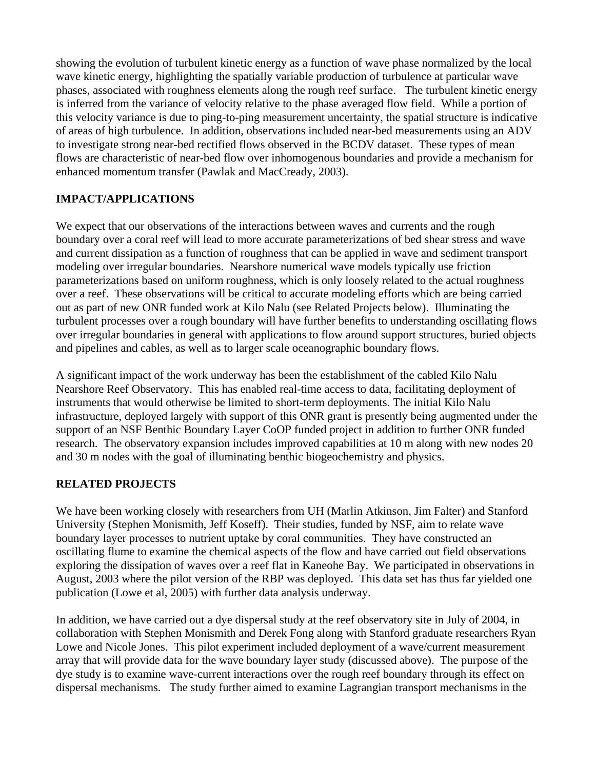showing the evolution of turbulent kinetic energy as a function of wave phase normalized by the local wave kinetic energy, highlighting the spatially variable production of turbulence at particular wave phases, associated with roughness elements along the rough reef surface. The turbulent kinetic energy is inferred from the variance of velocity relative to the phase averaged flow field. While a portion of this velocity variance is due to ping-to-ping measurement uncertainty, the spatial structure is indicative of areas of high turbulence. In addition, observations included near-bed measurements using an ADV to investigate strong near-bed rectified flows observed in the BCDV dataset. These types of mean flows are characteristic of near-bed flow over inhomogenous boundaries and provide a mechanism for enhanced momentum transfer (Pawlak and MacCready, 2003).

## IMPACT/APPLICATIONS

We expect that our observations of the interactions between waves and currents and the rough boundary over a coral reef will lead to more accurate parameterizations of bed shear stress and wave and current dissipation as a function of roughness that can be applied in wave and sediment transport modeling over irregular boundaries. Nearshore numerical wave models typically use friction parameterizations based on uniform roughness, which is only loosely related to the actual roughness over a reef. These observations will be critical to accurate modeling efforts which are being carried out as part of new ONR funded work at Kilo Nalu (see Related Projects below). Illuminating the turbulent processes over a rough boundary will have further benefits to understanding oscillating flows over irregular boundaries in general with applications to flow around support structures, buried objects and pipelines and cables, as well as to larger scale oceanographic boundary flows.

A significant impact of the work underway has been the establishment of the cabled Kilo Nalu Nearshore Reef Observatory. This has enabled real-time access to data, facilitating deployment of instruments that would otherwise be limited to short-term deployments. The initial Kilo Nalu infrastructure, deployed largely with support of this ONR grant is presently being augmented under the support of an NSF Benthic Boundary Layer CoOP funded project in addition to further ONR funded research. The observatory expansion includes improved capabilities at 10 m along with new nodes 20 and 30 m nodes with the goal of illuminating benthic biogeochemistry and physics.

## RELATED PROJECTS

We have been working closely with researchers from UH (Marlin Atkinson, Jim Falter) and Stanford University (Stephen Monismith, Jeff Koseff). Their studies, funded by NSF, aim to relate wave boundary layer processes to nutrient uptake by coral communities. They have constructed an oscillating flume to examine the chemical aspects of the flow and have carried out field observations exploring the dissipation of waves over a reef flat in Kaneohe Bay. We participated in observations in August, 2003 where the pilot version of the RBP was deployed. This data set has thus far yielded one publication (Lowe et al, 2005) with further data analysis underway.

In addition, we have carried out a dye dispersal study at the reef observatory site in July of 2004, in collaboration with Stephen Monismith and Derek Fong along with Stanford graduate researchers Ryan Lowe and Nicole Jones. This pilot experiment included deployment of a wave/current measurement array that will provide data for the wave boundary layer study (discussed above). The purpose of the dye study is to examine wave-current interactions over the rough reef boundary through its effect on dispersal mechanisms. The study further aimed to examine Lagrangian transport mechanisms in the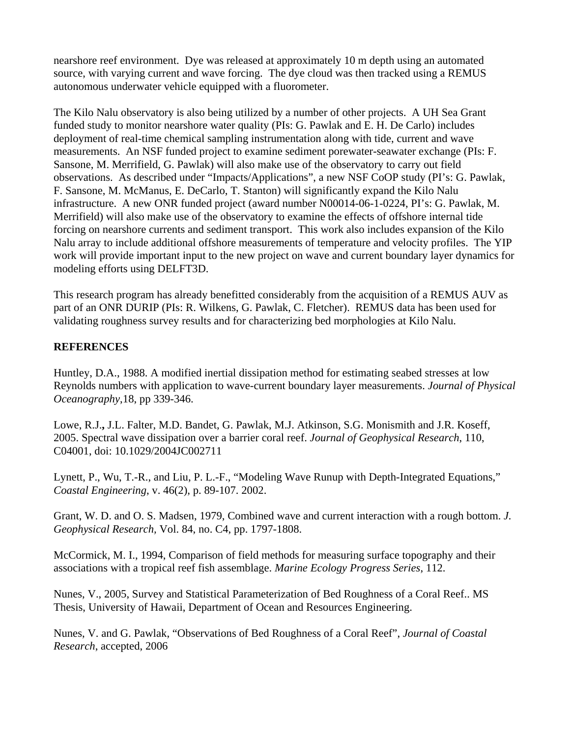nearshore reef environment. Dye was released at approximately 10 m depth using an automated source, with varying current and wave forcing. The dye cloud was then tracked using a REMUS autonomous underwater vehicle equipped with a fluorometer.

The Kilo Nalu observatory is also being utilized by a number of other projects. A UH Sea Grant funded study to monitor nearshore water quality (PIs: G. Pawlak and E. H. De Carlo) includes deployment of real-time chemical sampling instrumentation along with tide, current and wave measurements. An NSF funded project to examine sediment porewater-seawater exchange (PIs: F. Sansone, M. Merrifield, G. Pawlak) will also make use of the observatory to carry out field observations. As described under "Impacts/Applications", a new NSF CoOP study (PI's: G. Pawlak, F. Sansone, M. McManus, E. DeCarlo, T. Stanton) will significantly expand the Kilo Nalu infrastructure. A new ONR funded project (award number N00014-06-1-0224, PI's: G. Pawlak, M. Merrifield) will also make use of the observatory to examine the effects of offshore internal tide forcing on nearshore currents and sediment transport. This work also includes expansion of the Kilo Nalu array to include additional offshore measurements of temperature and velocity profiles. The YIP work will provide important input to the new project on wave and current boundary layer dynamics for modeling efforts using DELFT3D.

This research program has already benefitted considerably from the acquisition of a REMUS AUV as part of an ONR DURIP (PIs: R. Wilkens, G. Pawlak, C. Fletcher). REMUS data has been used for validating roughness survey results and for characterizing bed morphologies at Kilo Nalu.

## REFERENCES

Huntley, D.A., 1988. A modified inertial dissipation method for estimating seabed stresses at low Reynolds numbers with application to wave-current boundary layer measurements. *Journal of Physical Oceanography*,18, pp 339-346.

Lowe, R.J., J.L. Falter, M.D. Bandet, G. Pawlak, M.J. Atkinson, S.G. Monismith and J.R. Koseff, 2005. Spectral wave dissipation over a barrier coral reef. *Journal of Geophysical Research*, 110, C04001, doi: 10.1029/2004JC002711

Lynett, P., Wu, T.-R., and Liu, P. L.-F., "Modeling Wave Runup with Depth-Integrated Equations," *Coastal Engineering*, v. 46(2), p. 89-107. 2002.

Grant, W. D. and O. S. Madsen, 1979, Combined wave and current interaction with a rough bottom. *J. Geophysical Research,* Vol. 84, no. C4, pp. 1797-1808.

McCormick, M. I., 1994, Comparison of field methods for measuring surface topography and their associations with a tropical reef fish assemblage. *Marine Ecology Progress Series*, 112.

Nunes, V., 2005, Survey and Statistical Parameterization of Bed Roughness of a Coral Reef.. MS Thesis, University of Hawaii, Department of Ocean and Resources Engineering.

Nunes, V. and G. Pawlak, "Observations of Bed Roughness of a Coral Reef", *Journal of Coastal Research*, accepted, 2006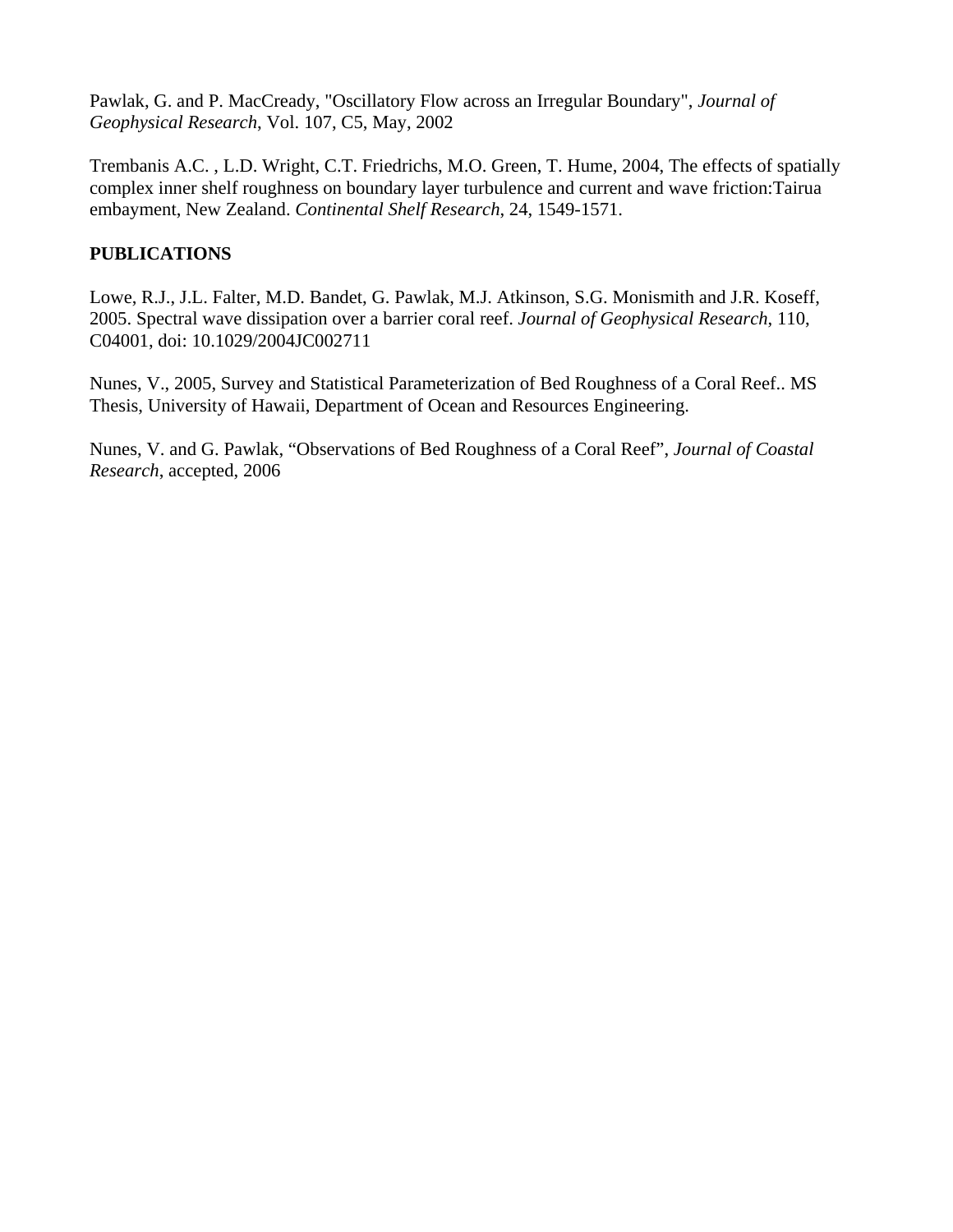Pawlak, G. and P. MacCready, "Oscillatory Flow across an Irregular Boundary", *Journal of Geophysical Research*, Vol. 107, C5, May, 2002

Trembanis A.C. , L.D. Wright, C.T. Friedrichs, M.O. Green, T. Hume, 2004, The effects of spatially complex inner shelf roughness on boundary layer turbulence and current and wave friction:Tairua embayment, New Zealand. *Continental Shelf Research*, 24, 1549-1571.

**PUBLICATIONS**

Lowe, R.J., J.L. Falter, M.D. Bandet, G. Pawlak, M.J. Atkinson, S.G. Monismith and J.R. Koseff, 2005. Spectral wave dissipation over a barrier coral reef. *Journal of Geophysical Research*, 110, C04001, doi: 10.1029/2004JC002711

Nunes, V., 2005, Survey and Statistical Parameterization of Bed Roughness of a Coral Reef.. MS Thesis, University of Hawaii, Department of Ocean and Resources Engineering.

Nunes, V. and G. Pawlak, "Observations of Bed Roughness of a Coral Reef", *Journal of Coastal Research*, accepted, 2006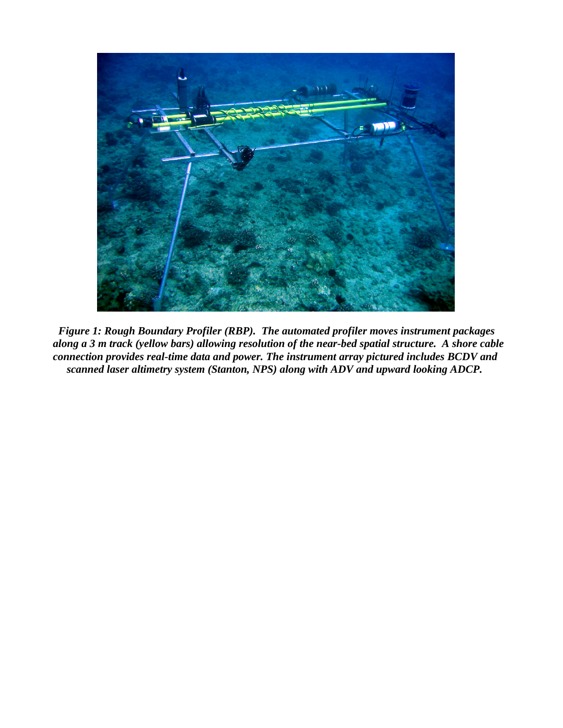***Figure 1: Rough Boundary Profiler (RBP). The automated profiler moves instrument packages along a 3 m track (yellow bars) allowing resolution of the near-bed spatial structure. A shore cable connection provides real-time data and power. The instrument array pictured includes BCDV and scanned laser altimetry system (Stanton, NPS) along with ADV and upward looking ADCP.***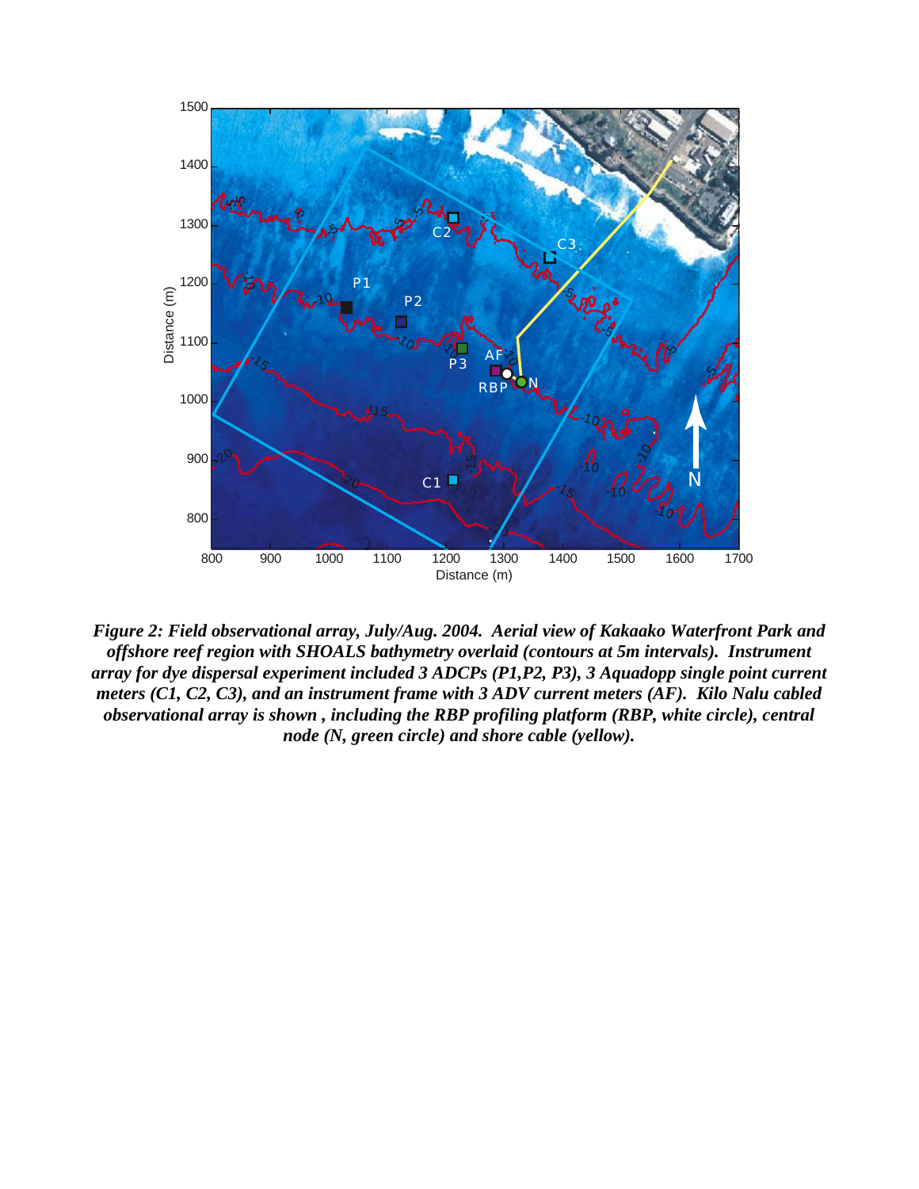***Figure 2: Field observational array, July/Aug. 2004. Aerial view of Kakaako Waterfront Park and offshore reef region with SHOALS bathymetry overlaid (contours at 5m intervals). Instrument array for dye dispersal experiment included 3 ADCPs (P1,P2, P3), 3 Aquadopp single point current meters (C1, C2, C3), and an instrument frame with 3 ADV current meters (AF). Kilo Nalu cabled observational array is shown , including the RBP profiling platform (RBP, white circle), central node (N, green circle) and shore cable (yellow).***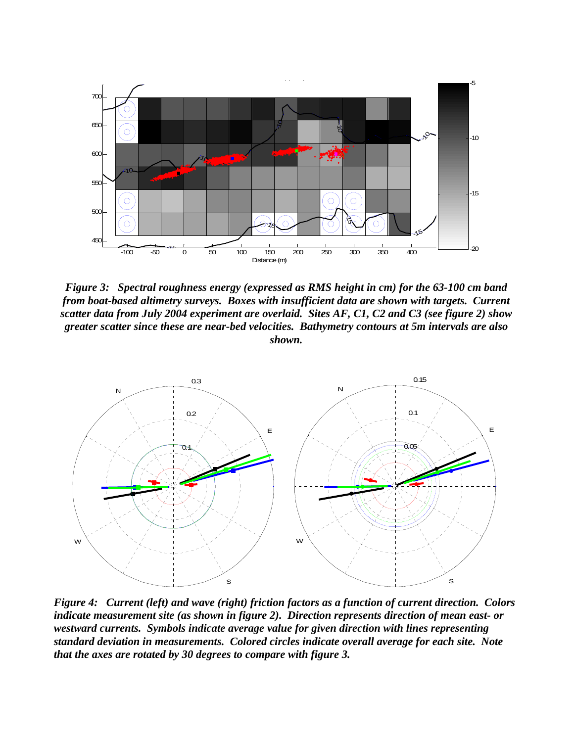*Figure 3: Spectral roughness energy (expressed as RMS height in cm) for the 63-100 cm band from boat-based altimetry surveys. Boxes with insufficient data are shown with targets. Current scatter data from July 2004 experiment are overlaid. Sites AF, C1, C2 and C3 (see figure 2) show greater scatter since these are near-bed velocities. Bathymetry contours at 5m intervals are also shown.*

*Figure 4: Current (left) and wave (right) friction factors as a function of current direction. Colors indicate measurement site (as shown in figure 2). Direction represents direction of mean east- or westward currents. Symbols indicate average value for given direction with lines representing standard deviation in measurements. Colored circles indicate overall average for each site. Note that the axes are rotated by 30 degrees to compare with figure 3.*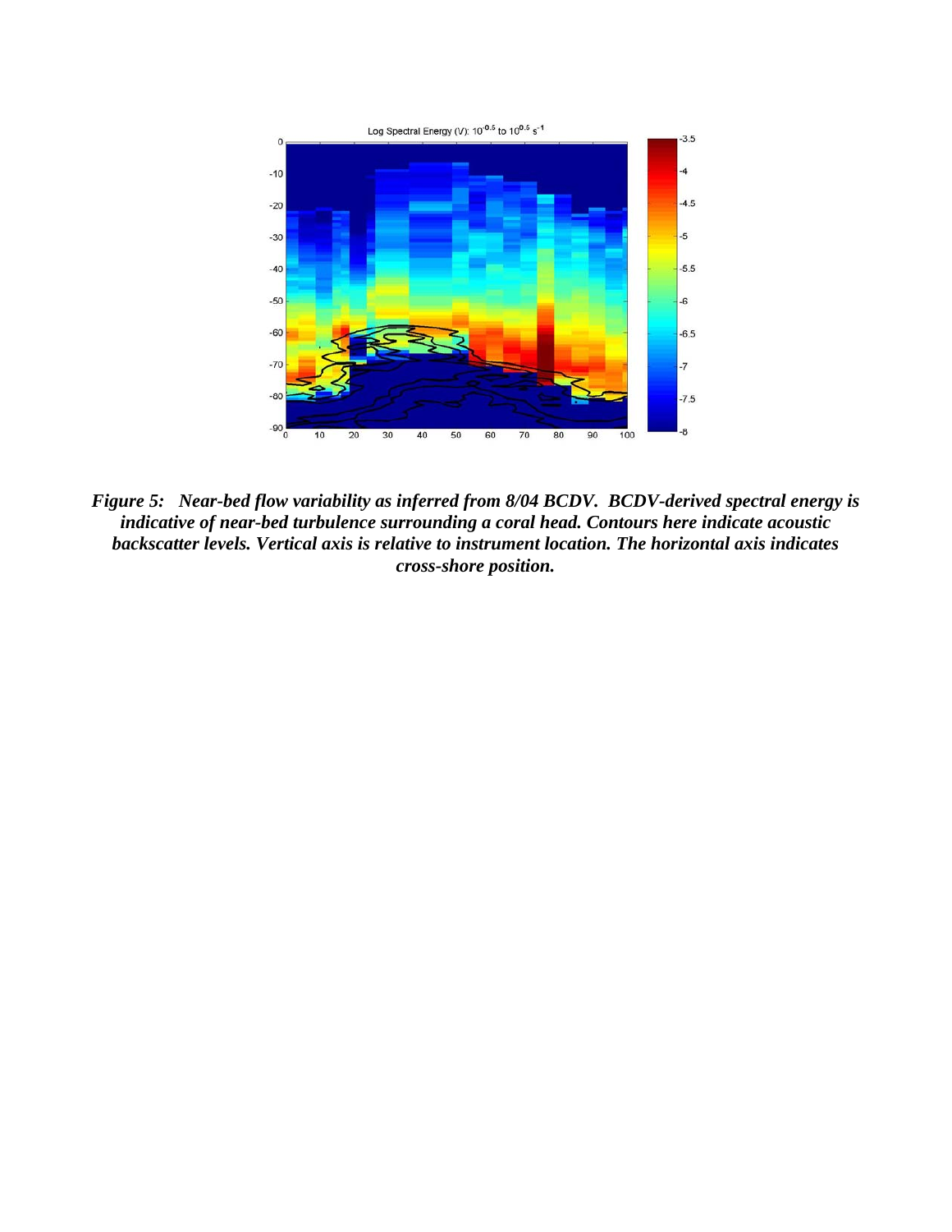***Figure 5: Near-bed flow variability as inferred from 8/04 BCDV. BCDV-derived spectral energy is indicative of near-bed turbulence surrounding a coral head. Contours here indicate acoustic backscatter levels. Vertical axis is relative to instrument location. The horizontal axis indicates cross-shore position.***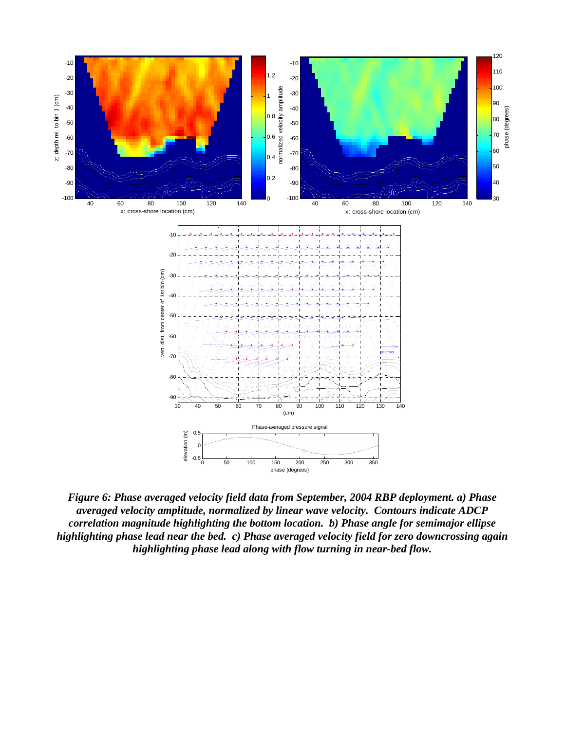***Figure 6: Phase averaged velocity field data from September, 2004 RBP deployment. a) Phase averaged velocity amplitude, normalized by linear wave velocity. Contours indicate ADCP correlation magnitude highlighting the bottom location. b) Phase angle for semimajor ellipse highlighting phase lead near the bed. c) Phase averaged velocity field for zero downcrossing again highlighting phase lead along with flow turning in near-bed flow.***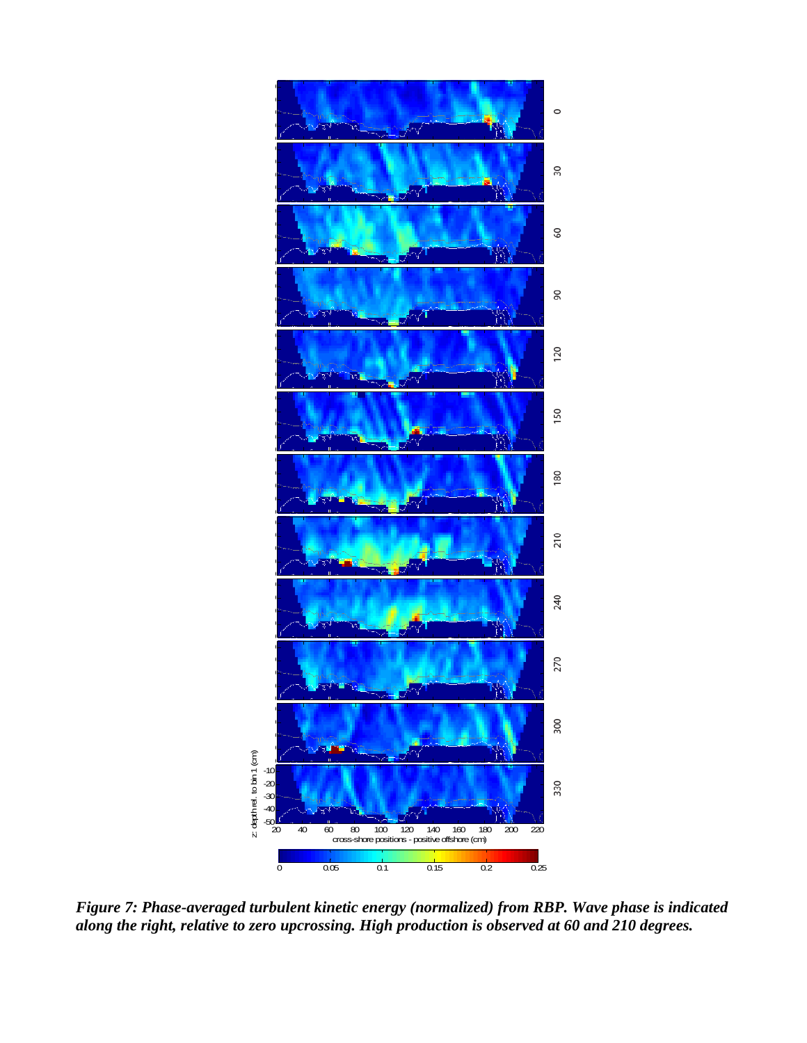0

30

60

90

120

150

180

210

240

270

300

330

z: depth rel. to bin 1 (cm)

-10
-20
-30
-40
-50

20 40 60 80 100 120 140 160 180 200 220

cross-shore positions - positive offshore (cm)

0 0.05 0.1 0.15 0.2 0.25

***Figure 7: Phase-averaged turbulent kinetic energy (normalized) from RBP. Wave phase is indicated along the right, relative to zero upcrossing. High production is observed at 60 and 210 degrees.***